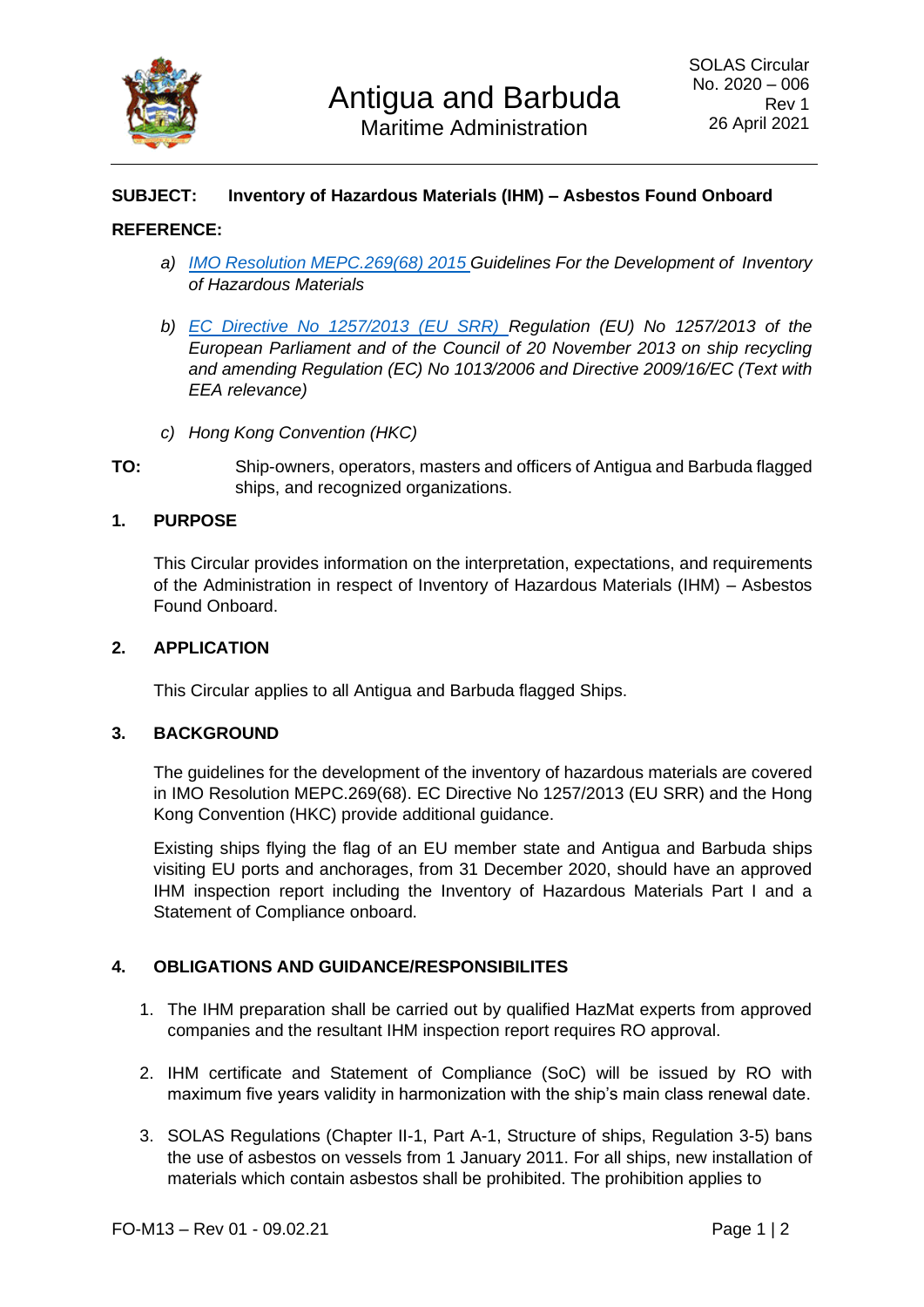# Antigua and Barbuda
## Maritime Administration

SOLAS Circular
No. 2020 – 006
Rev 1
26 April 2021

**SUBJECT: Inventory of Hazardous Materials (IHM) – Asbestos Found Onboard**

**REFERENCE:**

a) *IMO Resolution MEPC.269(68) 2015 Guidelines For the Development of Inventory of Hazardous Materials*

b) *EC Directive No 1257/2013 (EU SRR) Regulation (EU) No 1257/2013 of the European Parliament and of the Council of 20 November 2013 on ship recycling and amending Regulation (EC) No 1013/2006 and Directive 2009/16/EC (Text with EEA relevance)*

c) *Hong Kong Convention (HKC)*

**TO:** Ship-owners, operators, masters and officers of Antigua and Barbuda flagged ships, and recognized organizations.

### 1. PURPOSE

This Circular provides information on the interpretation, expectations, and requirements of the Administration in respect of Inventory of Hazardous Materials (IHM) – Asbestos Found Onboard.

### 2. APPLICATION

This Circular applies to all Antigua and Barbuda flagged Ships.

### 3. BACKGROUND

The guidelines for the development of the inventory of hazardous materials are covered in IMO Resolution MEPC.269(68). EC Directive No 1257/2013 (EU SRR) and the Hong Kong Convention (HKC) provide additional guidance.

Existing ships flying the flag of an EU member state and Antigua and Barbuda ships visiting EU ports and anchorages, from 31 December 2020, should have an approved IHM inspection report including the Inventory of Hazardous Materials Part I and a Statement of Compliance onboard.

### 4. OBLIGATIONS AND GUIDANCE/RESPONSIBILITES

1. The IHM preparation shall be carried out by qualified HazMat experts from approved companies and the resultant IHM inspection report requires RO approval.
2. IHM certificate and Statement of Compliance (SoC) will be issued by RO with maximum five years validity in harmonization with the ship's main class renewal date.
3. SOLAS Regulations (Chapter II-1, Part A-1, Structure of ships, Regulation 3-5) bans the use of asbestos on vessels from 1 January 2011. For all ships, new installation of materials which contain asbestos shall be prohibited. The prohibition applies to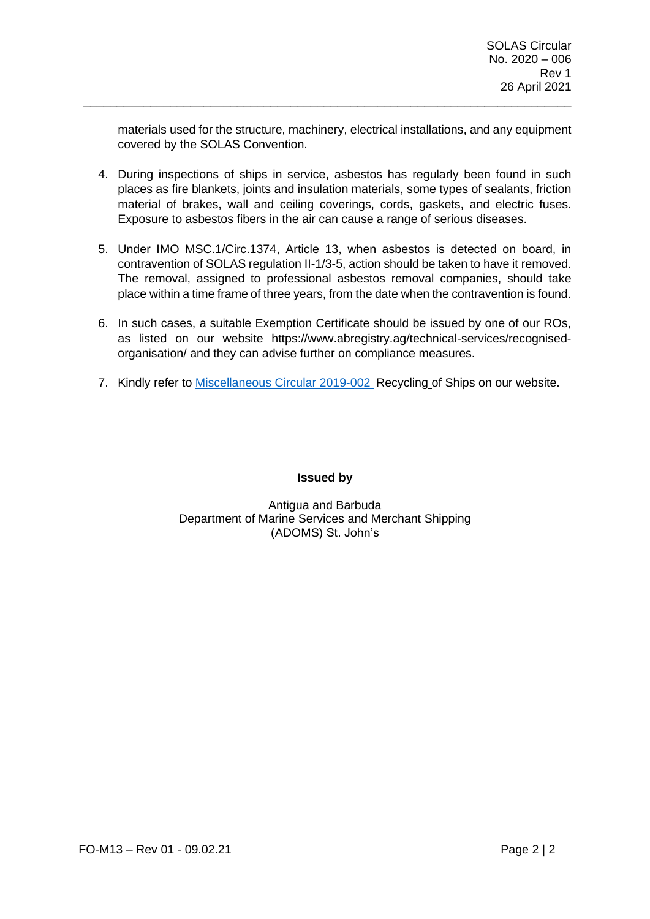materials used for the structure, machinery, electrical installations, and any equipment covered by the SOLAS Convention.

4. During inspections of ships in service, asbestos has regularly been found in such places as fire blankets, joints and insulation materials, some types of sealants, friction material of brakes, wall and ceiling coverings, cords, gaskets, and electric fuses. Exposure to asbestos fibers in the air can cause a range of serious diseases.

5. Under IMO MSC.1/Circ.1374, Article 13, when asbestos is detected on board, in contravention of SOLAS regulation II-1/3-5, action should be taken to have it removed. The removal, assigned to professional asbestos removal companies, should take place within a time frame of three years, from the date when the contravention is found.

6. In such cases, a suitable Exemption Certificate should be issued by one of our ROs, as listed on our website https://www.abregistry.ag/technical-services/recognised-organisation/ and they can advise further on compliance measures.

7. Kindly refer to Miscellaneous Circular 2019-002 Recycling of Ships on our website.

**Issued by**

Antigua and Barbuda
Department of Marine Services and Merchant Shipping
(ADOMS) St. John's